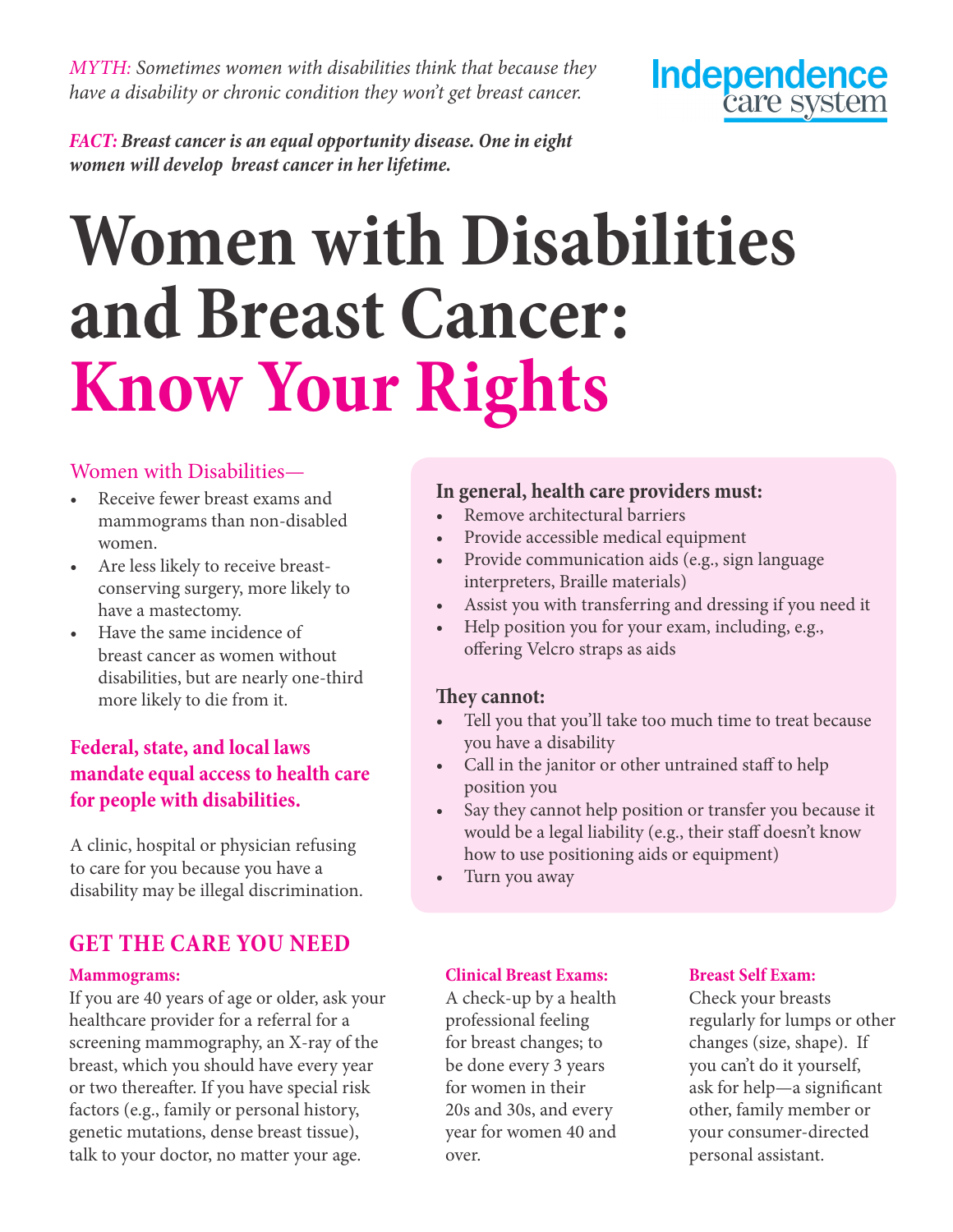*MYTH: Sometimes women with disabilities think that because they have a disability or chronic condition they won't get breast cancer.*

Independence care system

*FACT:* ***Breast cancer is an equal opportunity disease. One in eight women will develop breast cancer in her lifetime.***

# Women with Disabilities and Breast Cancer: Know Your Rights

## Women with Disabilities—

- Receive fewer breast exams and mammograms than non-disabled women.
- Are less likely to receive breast-conserving surgery, more likely to have a mastectomy.
- Have the same incidence of breast cancer as women without disabilities, but are nearly one-third more likely to die from it.

**Federal, state, and local laws mandate equal access to health care for people with disabilities.**

A clinic, hospital or physician refusing to care for you because you have a disability may be illegal discrimination.

**In general, health care providers must:**

- Remove architectural barriers
- Provide accessible medical equipment
- Provide communication aids (e.g., sign language interpreters, Braille materials)
- Assist you with transferring and dressing if you need it
- Help position you for your exam, including, e.g., offering Velcro straps as aids

**They cannot:**

- Tell you that you'll take too much time to treat because you have a disability
- Call in the janitor or other untrained staff to help position you
- Say they cannot help position or transfer you because it would be a legal liability (e.g., their staff doesn't know how to use positioning aids or equipment)
- Turn you away

## GET THE CARE YOU NEED

### Mammograms:

If you are 40 years of age or older, ask your healthcare provider for a referral for a screening mammography, an X-ray of the breast, which you should have every year or two thereafter. If you have special risk factors (e.g., family or personal history, genetic mutations, dense breast tissue), talk to your doctor, no matter your age.

### Clinical Breast Exams:

A check-up by a health professional feeling for breast changes; to be done every 3 years for women in their 20s and 30s, and every year for women 40 and over.

### Breast Self Exam:

Check your breasts regularly for lumps or other changes (size, shape). If you can't do it yourself, ask for help—a significant other, family member or your consumer-directed personal assistant.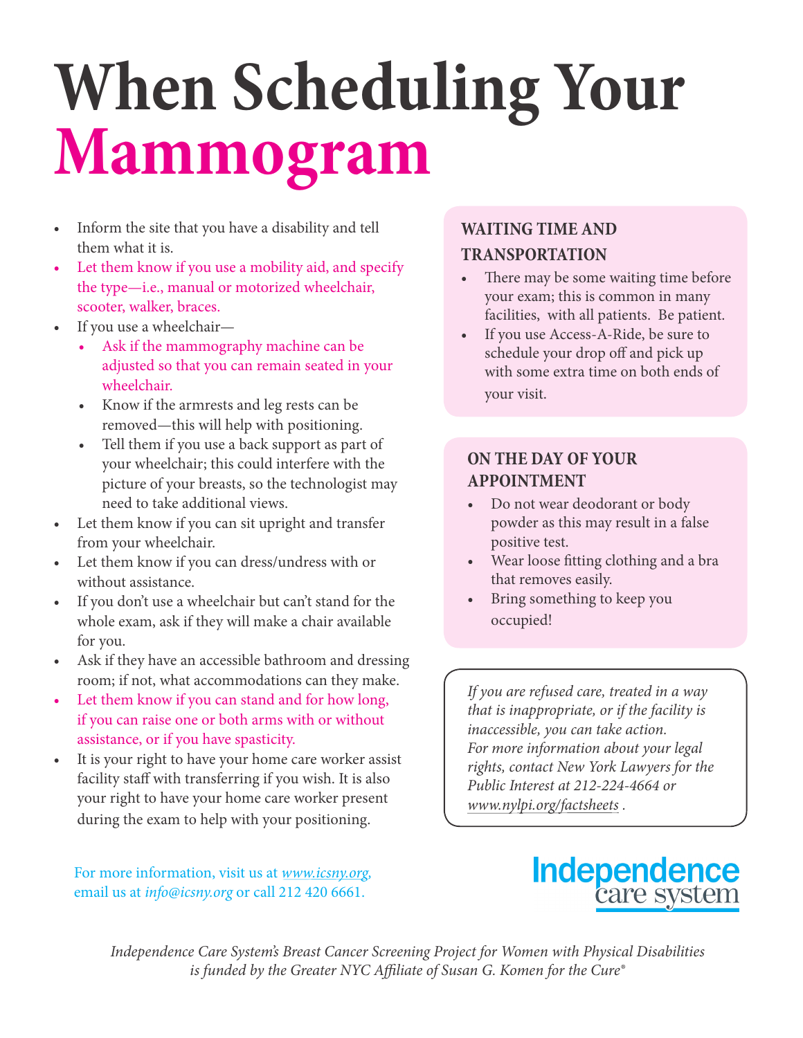# When Scheduling Your Mammogram

- Inform the site that you have a disability and tell them what it is.
- Let them know if you use a mobility aid, and specify the type—i.e., manual or motorized wheelchair, scooter, walker, braces.
- If you use a wheelchair—
  - Ask if the mammography machine can be adjusted so that you can remain seated in your wheelchair.
  - Know if the armrests and leg rests can be removed—this will help with positioning.
  - Tell them if you use a back support as part of your wheelchair; this could interfere with the picture of your breasts, so the technologist may need to take additional views.
- Let them know if you can sit upright and transfer from your wheelchair.
- Let them know if you can dress/undress with or without assistance.
- If you don't use a wheelchair but can't stand for the whole exam, ask if they will make a chair available for you.
- Ask if they have an accessible bathroom and dressing room; if not, what accommodations can they make.
- Let them know if you can stand and for how long, if you can raise one or both arms with or without assistance, or if you have spasticity.
- It is your right to have your home care worker assist facility staff with transferring if you wish. It is also your right to have your home care worker present during the exam to help with your positioning.

## WAITING TIME AND TRANSPORTATION

- There may be some waiting time before your exam; this is common in many facilities, with all patients. Be patient.
- If you use Access-A-Ride, be sure to schedule your drop off and pick up with some extra time on both ends of your visit.

## ON THE DAY OF YOUR APPOINTMENT

- Do not wear deodorant or body powder as this may result in a false positive test.
- Wear loose fitting clothing and a bra that removes easily.
- Bring something to keep you occupied!

*If you are refused care, treated in a way that is inappropriate, or if the facility is inaccessible, you can take action. For more information about your legal rights, contact New York Lawyers for the Public Interest at 212-224-4664 or www.nylpi.org/factsheets .*

For more information, visit us at *www.icsny.org*, email us at *info@icsny.org* or call 212 420 6661.

Independence care system

*Independence Care System's Breast Cancer Screening Project for Women with Physical Disabilities is funded by the Greater NYC Affiliate of Susan G. Komen for the Cure®*